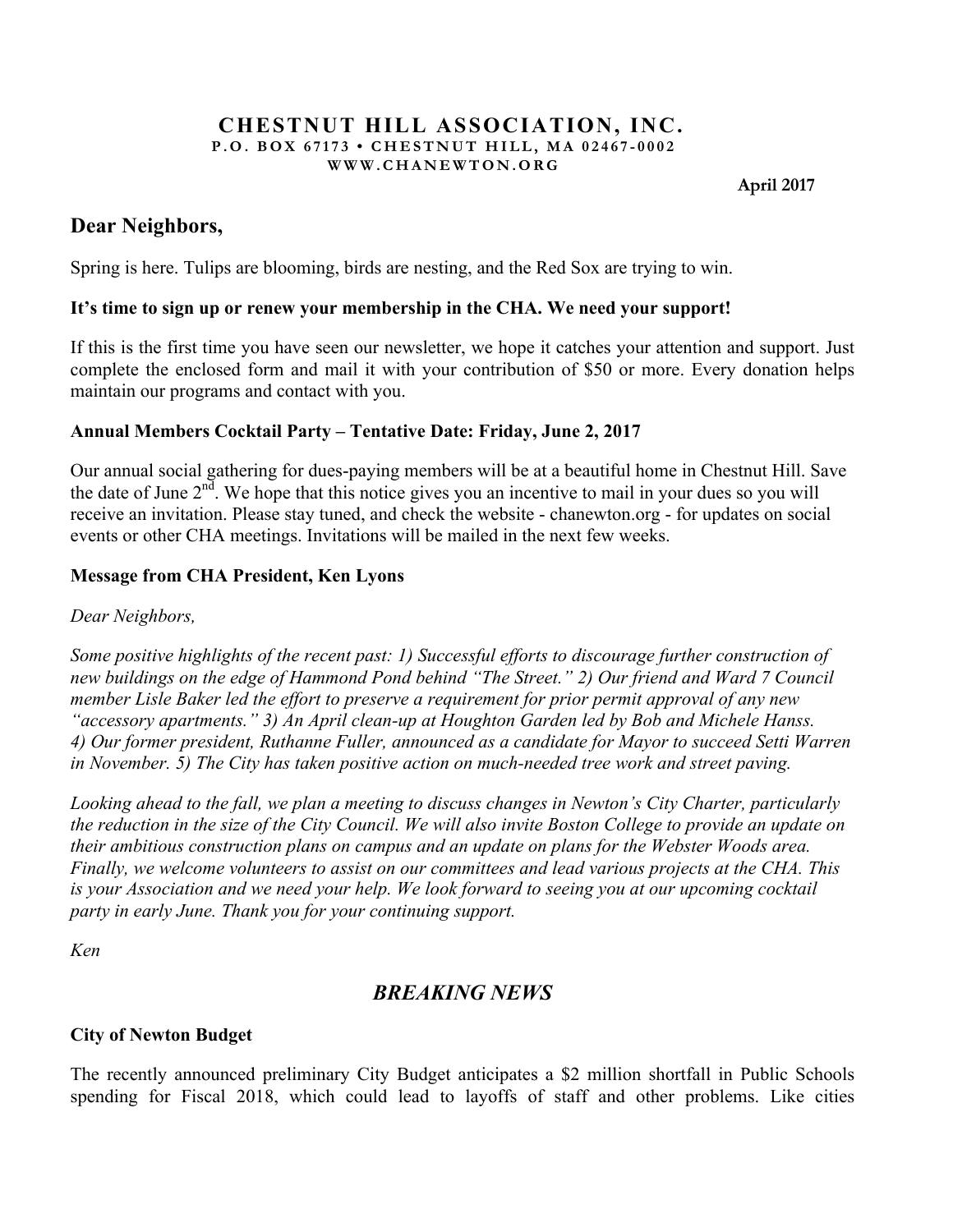**CHESTNUT HILL ASSOCIATION, INC.**
**P.O. BOX 67173 • CHESTNUT HILL, MA 02467-0002**
**WWW.CHANEWTON.ORG**

**April 2017**

## Dear Neighbors,

Spring is here. Tulips are blooming, birds are nesting, and the Red Sox are trying to win.

**It's time to sign up or renew your membership in the CHA. We need your support!**

If this is the first time you have seen our newsletter, we hope it catches your attention and support. Just complete the enclosed form and mail it with your contribution of $50 or more. Every donation helps maintain our programs and contact with you.

**Annual Members Cocktail Party – Tentative Date: Friday, June 2, 2017**

Our annual social gathering for dues-paying members will be at a beautiful home in Chestnut Hill. Save the date of June 2nd. We hope that this notice gives you an incentive to mail in your dues so you will receive an invitation. Please stay tuned, and check the website - chanewton.org - for updates on social events or other CHA meetings. Invitations will be mailed in the next few weeks.

**Message from CHA President, Ken Lyons**

*Dear Neighbors,*

*Some positive highlights of the recent past: 1) Successful efforts to discourage further construction of new buildings on the edge of Hammond Pond behind "The Street." 2) Our friend and Ward 7 Council member Lisle Baker led the effort to preserve a requirement for prior permit approval of any new "accessory apartments." 3) An April clean-up at Houghton Garden led by Bob and Michele Hanss. 4) Our former president, Ruthanne Fuller, announced as a candidate for Mayor to succeed Setti Warren in November. 5) The City has taken positive action on much-needed tree work and street paving.*

*Looking ahead to the fall, we plan a meeting to discuss changes in Newton's City Charter, particularly the reduction in the size of the City Council. We will also invite Boston College to provide an update on their ambitious construction plans on campus and an update on plans for the Webster Woods area. Finally, we welcome volunteers to assist on our committees and lead various projects at the CHA. This is your Association and we need your help. We look forward to seeing you at our upcoming cocktail party in early June. Thank you for your continuing support.*

*Ken*

## *BREAKING NEWS*

**City of Newton Budget**

The recently announced preliminary City Budget anticipates a $2 million shortfall in Public Schools spending for Fiscal 2018, which could lead to layoffs of staff and other problems. Like cities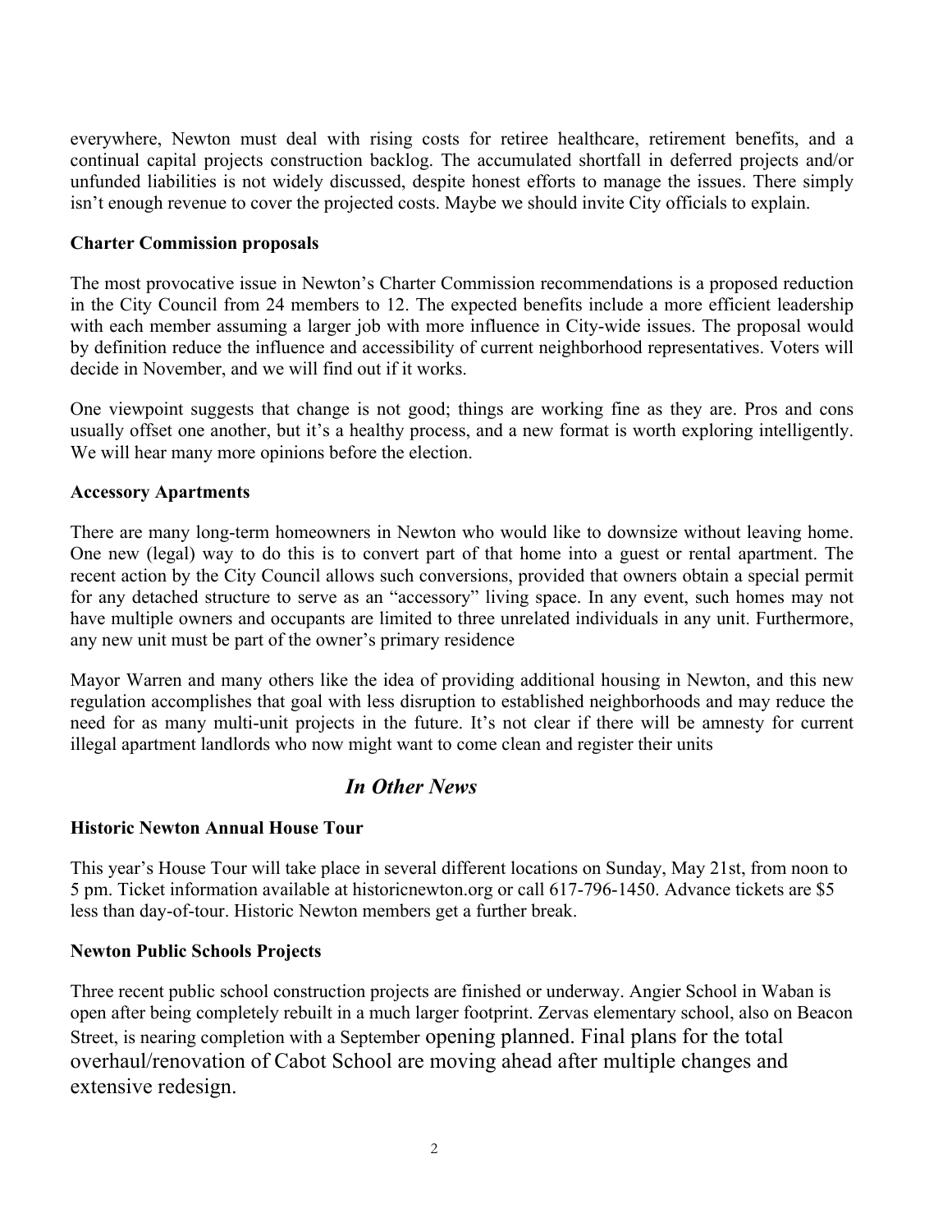everywhere, Newton must deal with rising costs for retiree healthcare, retirement benefits, and a continual capital projects construction backlog. The accumulated shortfall in deferred projects and/or unfunded liabilities is not widely discussed, despite honest efforts to manage the issues. There simply isn't enough revenue to cover the projected costs. Maybe we should invite City officials to explain.

**Charter Commission proposals**

The most provocative issue in Newton's Charter Commission recommendations is a proposed reduction in the City Council from 24 members to 12. The expected benefits include a more efficient leadership with each member assuming a larger job with more influence in City-wide issues. The proposal would by definition reduce the influence and accessibility of current neighborhood representatives. Voters will decide in November, and we will find out if it works.

One viewpoint suggests that change is not good; things are working fine as they are. Pros and cons usually offset one another, but it's a healthy process, and a new format is worth exploring intelligently. We will hear many more opinions before the election.

**Accessory Apartments**

There are many long-term homeowners in Newton who would like to downsize without leaving home. One new (legal) way to do this is to convert part of that home into a guest or rental apartment. The recent action by the City Council allows such conversions, provided that owners obtain a special permit for any detached structure to serve as an "accessory" living space. In any event, such homes may not have multiple owners and occupants are limited to three unrelated individuals in any unit. Furthermore, any new unit must be part of the owner's primary residence

Mayor Warren and many others like the idea of providing additional housing in Newton, and this new regulation accomplishes that goal with less disruption to established neighborhoods and may reduce the need for as many multi-unit projects in the future. It's not clear if there will be amnesty for current illegal apartment landlords who now might want to come clean and register their units

## *In Other News*

**Historic Newton Annual House Tour**

This year's House Tour will take place in several different locations on Sunday, May 21st, from noon to 5 pm. Ticket information available at historicnewton.org or call 617-796-1450. Advance tickets are $5 less than day-of-tour. Historic Newton members get a further break.

**Newton Public Schools Projects**

Three recent public school construction projects are finished or underway. Angier School in Waban is open after being completely rebuilt in a much larger footprint. Zervas elementary school, also on Beacon Street, is nearing completion with a September opening planned. Final plans for the total overhaul/renovation of Cabot School are moving ahead after multiple changes and extensive redesign.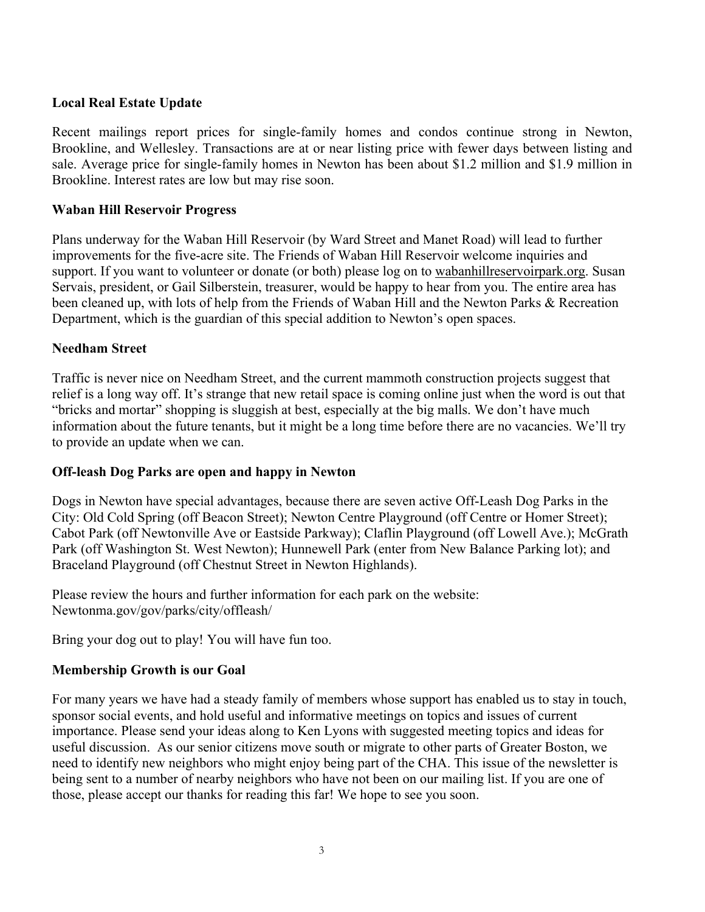**Local Real Estate Update**

Recent mailings report prices for single-family homes and condos continue strong in Newton, Brookline, and Wellesley. Transactions are at or near listing price with fewer days between listing and sale. Average price for single-family homes in Newton has been about $1.2 million and $1.9 million in Brookline. Interest rates are low but may rise soon.

**Waban Hill Reservoir Progress**

Plans underway for the Waban Hill Reservoir (by Ward Street and Manet Road) will lead to further improvements for the five-acre site. The Friends of Waban Hill Reservoir welcome inquiries and support. If you want to volunteer or donate (or both) please log on to wabanhillreservoirpark.org. Susan Servais, president, or Gail Silberstein, treasurer, would be happy to hear from you. The entire area has been cleaned up, with lots of help from the Friends of Waban Hill and the Newton Parks & Recreation Department, which is the guardian of this special addition to Newton's open spaces.

**Needham Street**

Traffic is never nice on Needham Street, and the current mammoth construction projects suggest that relief is a long way off. It's strange that new retail space is coming online just when the word is out that "bricks and mortar" shopping is sluggish at best, especially at the big malls. We don't have much information about the future tenants, but it might be a long time before there are no vacancies. We'll try to provide an update when we can.

**Off-leash Dog Parks are open and happy in Newton**

Dogs in Newton have special advantages, because there are seven active Off-Leash Dog Parks in the City: Old Cold Spring (off Beacon Street); Newton Centre Playground (off Centre or Homer Street); Cabot Park (off Newtonville Ave or Eastside Parkway); Claflin Playground (off Lowell Ave.); McGrath Park (off Washington St. West Newton); Hunnewell Park (enter from New Balance Parking lot); and Braceland Playground (off Chestnut Street in Newton Highlands).

Please review the hours and further information for each park on the website:
Newtonma.gov/gov/parks/city/offleash/

Bring your dog out to play! You will have fun too.

**Membership Growth is our Goal**

For many years we have had a steady family of members whose support has enabled us to stay in touch, sponsor social events, and hold useful and informative meetings on topics and issues of current importance. Please send your ideas along to Ken Lyons with suggested meeting topics and ideas for useful discussion. As our senior citizens move south or migrate to other parts of Greater Boston, we need to identify new neighbors who might enjoy being part of the CHA. This issue of the newsletter is being sent to a number of nearby neighbors who have not been on our mailing list. If you are one of those, please accept our thanks for reading this far! We hope to see you soon.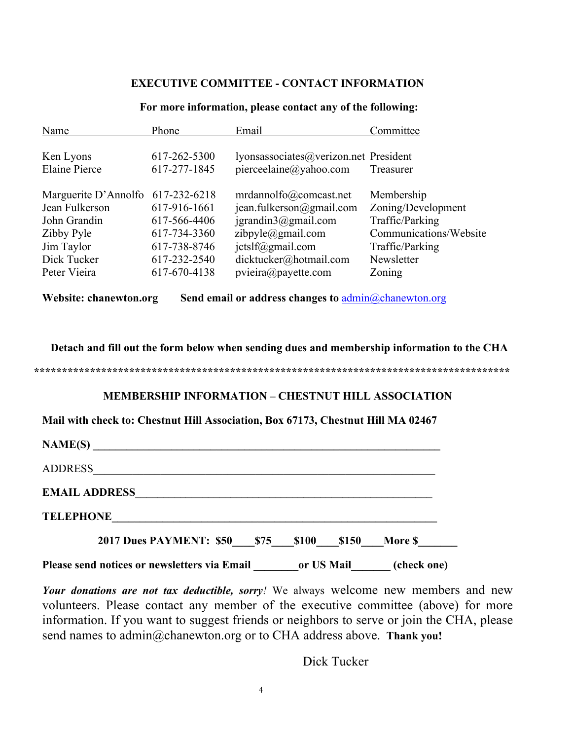## EXECUTIVE COMMITTEE - CONTACT INFORMATION

**For more information, please contact any of the following:**

| Name | Phone | Email | Committee |
|---|---|---|---|
| Ken Lyons | 617-262-5300 | lyonsassociates@verizon.net | President |
| Elaine Pierce | 617-277-1845 | pierceelaine@yahoo.com | Treasurer |
| Marguerite D'Annolfo | 617-232-6218 | mrdannolfo@comcast.net | Membership |
| Jean Fulkerson | 617-916-1661 | jean.fulkerson@gmail.com | Zoning/Development |
| John Grandin | 617-566-4406 | jgrandin3@gmail.com | Traffic/Parking |
| Zibby Pyle | 617-734-3360 | zibpyle@gmail.com | Communications/Website |
| Jim Taylor | 617-738-8746 | jctslf@gmail.com | Traffic/Parking |
| Dick Tucker | 617-232-2540 | dicktucker@hotmail.com | Newsletter |
| Peter Vieira | 617-670-4138 | pvieira@payette.com | Zoning |

**Website: chanewton.org** **Send email or address changes to** admin@chanewton.org

**Detach and fill out the form below when sending dues and membership information to the CHA**

*****************************************************************************************

## MEMBERSHIP INFORMATION – CHESTNUT HILL ASSOCIATION

**Mail with check to: Chestnut Hill Association, Box 67173, Chestnut Hill MA 02467**

**NAME(S)** ________________________________________________________________

ADDRESS________________________________________________________________

**EMAIL ADDRESS**_______________________________________________________

**TELEPHONE**___________________________________________________________

**2017 Dues PAYMENT: $50____$75____$100____$150____More $_______**

**Please send notices or newsletters via Email ________or US Mail_______ (check one)**

***Your donations are not tax deductible, sorry!*** We always welcome new members and new volunteers. Please contact any member of the executive committee (above) for more information. If you want to suggest friends or neighbors to serve or join the CHA, please send names to admin@chanewton.org or to CHA address above. **Thank you!**

Dick Tucker